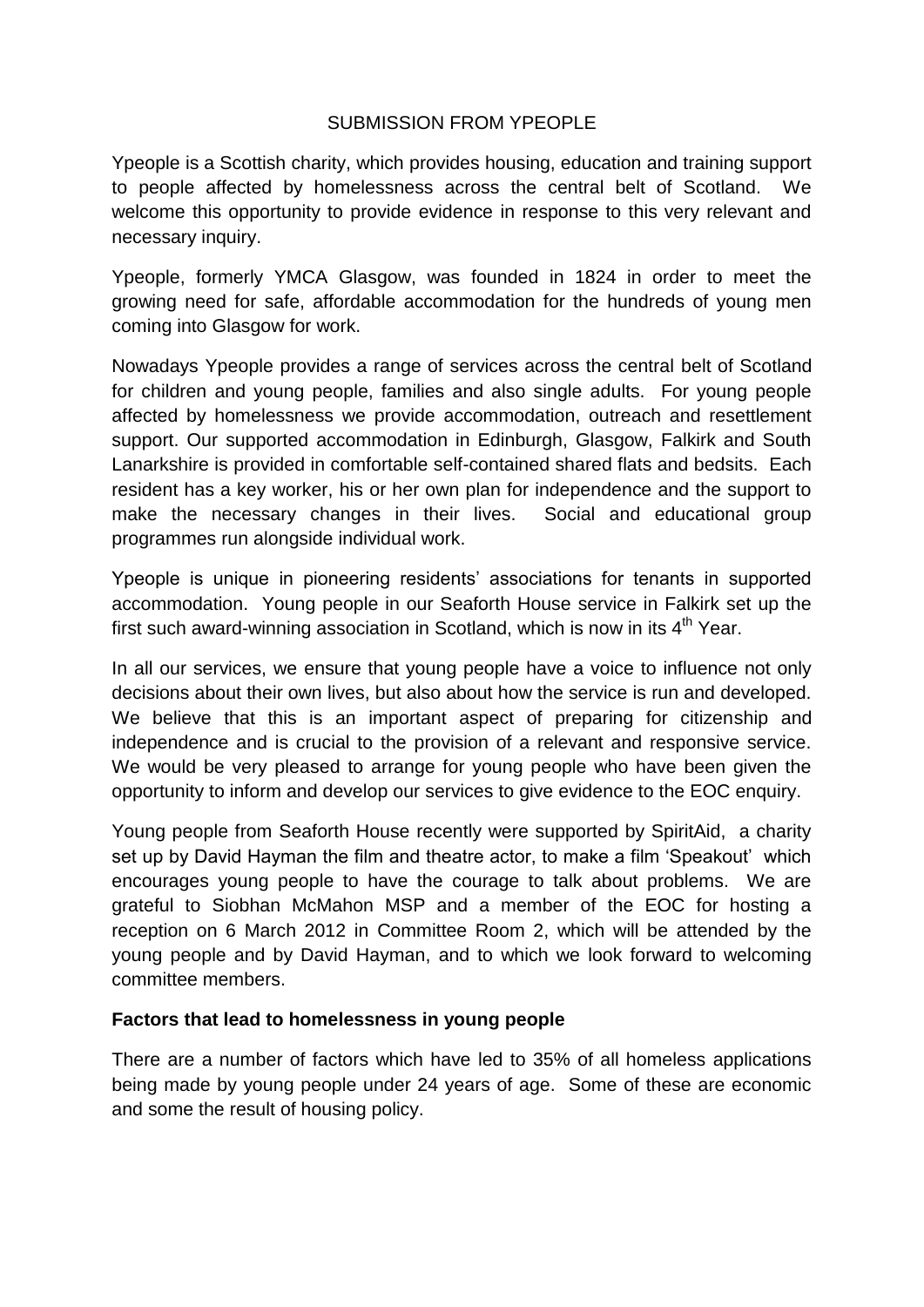SUBMISSION FROM YPEOPLE

Ypeople is a Scottish charity, which provides housing, education and training support to people affected by homelessness across the central belt of Scotland. We welcome this opportunity to provide evidence in response to this very relevant and necessary inquiry.

Ypeople, formerly YMCA Glasgow, was founded in 1824 in order to meet the growing need for safe, affordable accommodation for the hundreds of young men coming into Glasgow for work.

Nowadays Ypeople provides a range of services across the central belt of Scotland for children and young people, families and also single adults. For young people affected by homelessness we provide accommodation, outreach and resettlement support. Our supported accommodation in Edinburgh, Glasgow, Falkirk and South Lanarkshire is provided in comfortable self-contained shared flats and bedsits. Each resident has a key worker, his or her own plan for independence and the support to make the necessary changes in their lives. Social and educational group programmes run alongside individual work.

Ypeople is unique in pioneering residents' associations for tenants in supported accommodation. Young people in our Seaforth House service in Falkirk set up the first such award-winning association in Scotland, which is now in its 4th Year.

In all our services, we ensure that young people have a voice to influence not only decisions about their own lives, but also about how the service is run and developed. We believe that this is an important aspect of preparing for citizenship and independence and is crucial to the provision of a relevant and responsive service. We would be very pleased to arrange for young people who have been given the opportunity to inform and develop our services to give evidence to the EOC enquiry.

Young people from Seaforth House recently were supported by SpiritAid, a charity set up by David Hayman the film and theatre actor, to make a film 'Speakout' which encourages young people to have the courage to talk about problems. We are grateful to Siobhan McMahon MSP and a member of the EOC for hosting a reception on 6 March 2012 in Committee Room 2, which will be attended by the young people and by David Hayman, and to which we look forward to welcoming committee members.

**Factors that lead to homelessness in young people**

There are a number of factors which have led to 35% of all homeless applications being made by young people under 24 years of age. Some of these are economic and some the result of housing policy.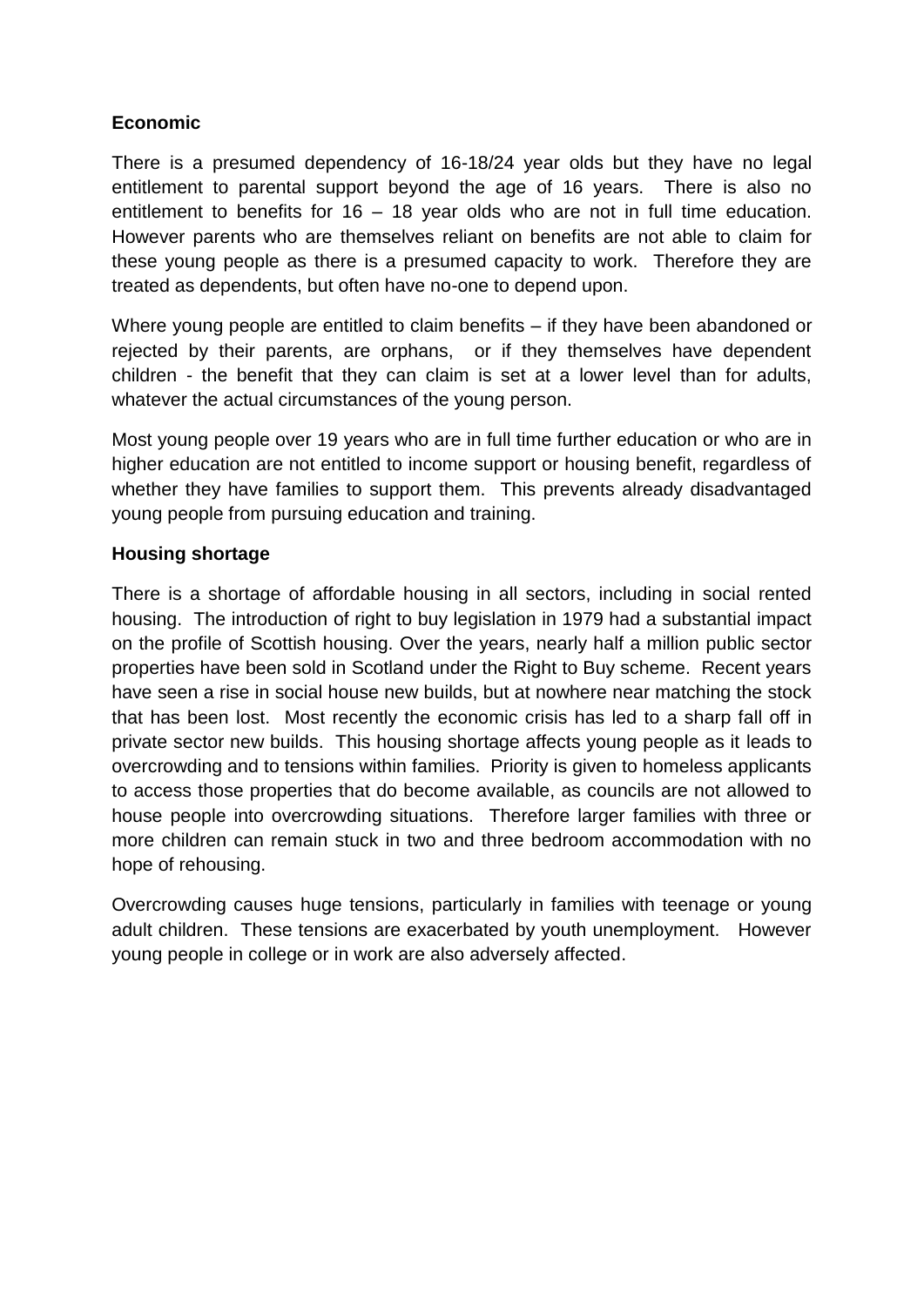**Economic**

There is a presumed dependency of 16-18/24 year olds but they have no legal entitlement to parental support beyond the age of 16 years. There is also no entitlement to benefits for 16 – 18 year olds who are not in full time education. However parents who are themselves reliant on benefits are not able to claim for these young people as there is a presumed capacity to work. Therefore they are treated as dependents, but often have no-one to depend upon.

Where young people are entitled to claim benefits – if they have been abandoned or rejected by their parents, are orphans, or if they themselves have dependent children - the benefit that they can claim is set at a lower level than for adults, whatever the actual circumstances of the young person.

Most young people over 19 years who are in full time further education or who are in higher education are not entitled to income support or housing benefit, regardless of whether they have families to support them. This prevents already disadvantaged young people from pursuing education and training.

**Housing shortage**

There is a shortage of affordable housing in all sectors, including in social rented housing. The introduction of right to buy legislation in 1979 had a substantial impact on the profile of Scottish housing. Over the years, nearly half a million public sector properties have been sold in Scotland under the Right to Buy scheme. Recent years have seen a rise in social house new builds, but at nowhere near matching the stock that has been lost. Most recently the economic crisis has led to a sharp fall off in private sector new builds. This housing shortage affects young people as it leads to overcrowding and to tensions within families. Priority is given to homeless applicants to access those properties that do become available, as councils are not allowed to house people into overcrowding situations. Therefore larger families with three or more children can remain stuck in two and three bedroom accommodation with no hope of rehousing.

Overcrowding causes huge tensions, particularly in families with teenage or young adult children. These tensions are exacerbated by youth unemployment. However young people in college or in work are also adversely affected.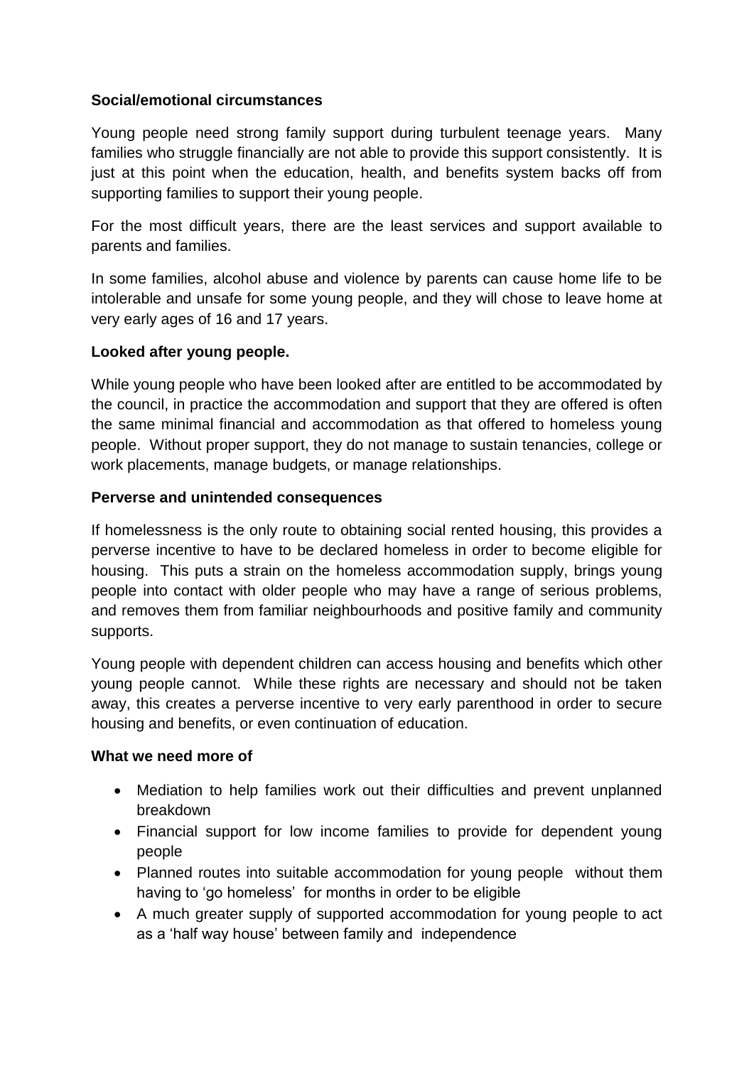**Social/emotional circumstances**

Young people need strong family support during turbulent teenage years. Many families who struggle financially are not able to provide this support consistently. It is just at this point when the education, health, and benefits system backs off from supporting families to support their young people.

For the most difficult years, there are the least services and support available to parents and families.

In some families, alcohol abuse and violence by parents can cause home life to be intolerable and unsafe for some young people, and they will chose to leave home at very early ages of 16 and 17 years.

**Looked after young people.**

While young people who have been looked after are entitled to be accommodated by the council, in practice the accommodation and support that they are offered is often the same minimal financial and accommodation as that offered to homeless young people. Without proper support, they do not manage to sustain tenancies, college or work placements, manage budgets, or manage relationships.

**Perverse and unintended consequences**

If homelessness is the only route to obtaining social rented housing, this provides a perverse incentive to have to be declared homeless in order to become eligible for housing. This puts a strain on the homeless accommodation supply, brings young people into contact with older people who may have a range of serious problems, and removes them from familiar neighbourhoods and positive family and community supports.

Young people with dependent children can access housing and benefits which other young people cannot. While these rights are necessary and should not be taken away, this creates a perverse incentive to very early parenthood in order to secure housing and benefits, or even continuation of education.

**What we need more of**

- Mediation to help families work out their difficulties and prevent unplanned breakdown
- Financial support for low income families to provide for dependent young people
- Planned routes into suitable accommodation for young people without them having to 'go homeless' for months in order to be eligible
- A much greater supply of supported accommodation for young people to act as a 'half way house' between family and independence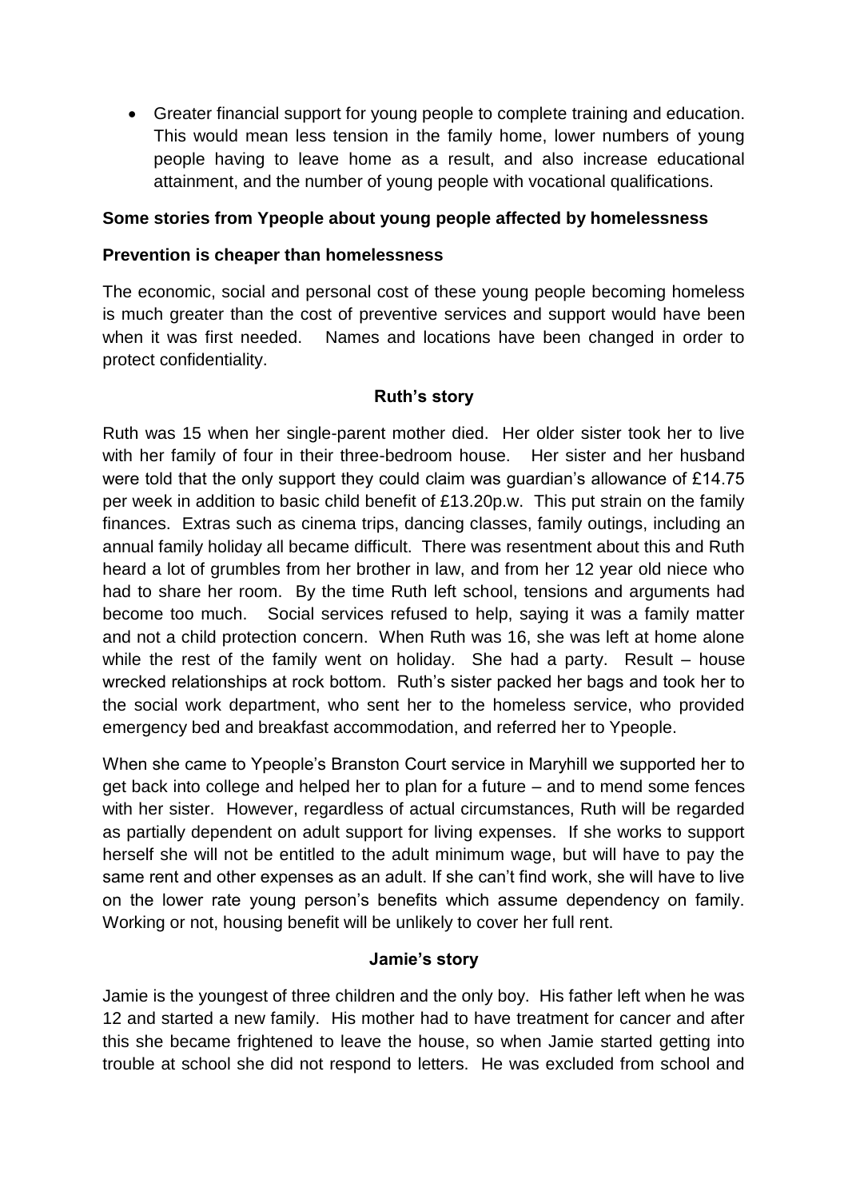- Greater financial support for young people to complete training and education. This would mean less tension in the family home, lower numbers of young people having to leave home as a result, and also increase educational attainment, and the number of young people with vocational qualifications.

**Some stories from Ypeople about young people affected by homelessness**

**Prevention is cheaper than homelessness**

The economic, social and personal cost of these young people becoming homeless is much greater than the cost of preventive services and support would have been when it was first needed. Names and locations have been changed in order to protect confidentiality.

**Ruth's story**

Ruth was 15 when her single-parent mother died. Her older sister took her to live with her family of four in their three-bedroom house. Her sister and her husband were told that the only support they could claim was guardian's allowance of £14.75 per week in addition to basic child benefit of £13.20p.w. This put strain on the family finances. Extras such as cinema trips, dancing classes, family outings, including an annual family holiday all became difficult. There was resentment about this and Ruth heard a lot of grumbles from her brother in law, and from her 12 year old niece who had to share her room. By the time Ruth left school, tensions and arguments had become too much. Social services refused to help, saying it was a family matter and not a child protection concern. When Ruth was 16, she was left at home alone while the rest of the family went on holiday. She had a party. Result – house wrecked relationships at rock bottom. Ruth's sister packed her bags and took her to the social work department, who sent her to the homeless service, who provided emergency bed and breakfast accommodation, and referred her to Ypeople.

When she came to Ypeople's Branston Court service in Maryhill we supported her to get back into college and helped her to plan for a future – and to mend some fences with her sister. However, regardless of actual circumstances, Ruth will be regarded as partially dependent on adult support for living expenses. If she works to support herself she will not be entitled to the adult minimum wage, but will have to pay the same rent and other expenses as an adult. If she can't find work, she will have to live on the lower rate young person's benefits which assume dependency on family. Working or not, housing benefit will be unlikely to cover her full rent.

**Jamie's story**

Jamie is the youngest of three children and the only boy. His father left when he was 12 and started a new family. His mother had to have treatment for cancer and after this she became frightened to leave the house, so when Jamie started getting into trouble at school she did not respond to letters. He was excluded from school and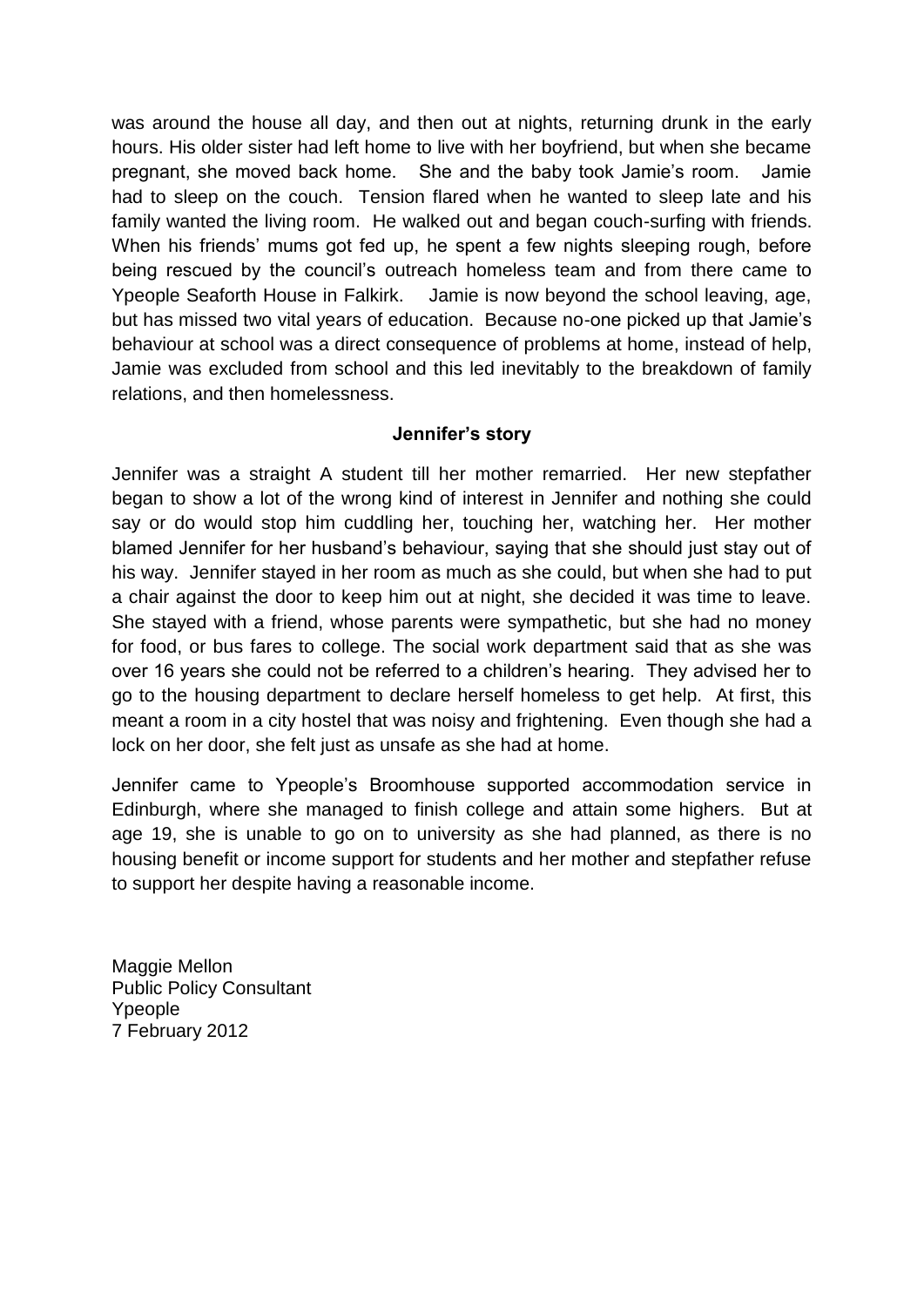was around the house all day, and then out at nights, returning drunk in the early hours. His older sister had left home to live with her boyfriend, but when she became pregnant, she moved back home. She and the baby took Jamie's room. Jamie had to sleep on the couch. Tension flared when he wanted to sleep late and his family wanted the living room. He walked out and began couch-surfing with friends. When his friends' mums got fed up, he spent a few nights sleeping rough, before being rescued by the council's outreach homeless team and from there came to Ypeople Seaforth House in Falkirk. Jamie is now beyond the school leaving, age, but has missed two vital years of education. Because no-one picked up that Jamie's behaviour at school was a direct consequence of problems at home, instead of help, Jamie was excluded from school and this led inevitably to the breakdown of family relations, and then homelessness.

**Jennifer's story**

Jennifer was a straight A student till her mother remarried. Her new stepfather began to show a lot of the wrong kind of interest in Jennifer and nothing she could say or do would stop him cuddling her, touching her, watching her. Her mother blamed Jennifer for her husband's behaviour, saying that she should just stay out of his way. Jennifer stayed in her room as much as she could, but when she had to put a chair against the door to keep him out at night, she decided it was time to leave. She stayed with a friend, whose parents were sympathetic, but she had no money for food, or bus fares to college. The social work department said that as she was over 16 years she could not be referred to a children's hearing. They advised her to go to the housing department to declare herself homeless to get help. At first, this meant a room in a city hostel that was noisy and frightening. Even though she had a lock on her door, she felt just as unsafe as she had at home.

Jennifer came to Ypeople's Broomhouse supported accommodation service in Edinburgh, where she managed to finish college and attain some highers. But at age 19, she is unable to go on to university as she had planned, as there is no housing benefit or income support for students and her mother and stepfather refuse to support her despite having a reasonable income.

Maggie Mellon
Public Policy Consultant
Ypeople
7 February 2012